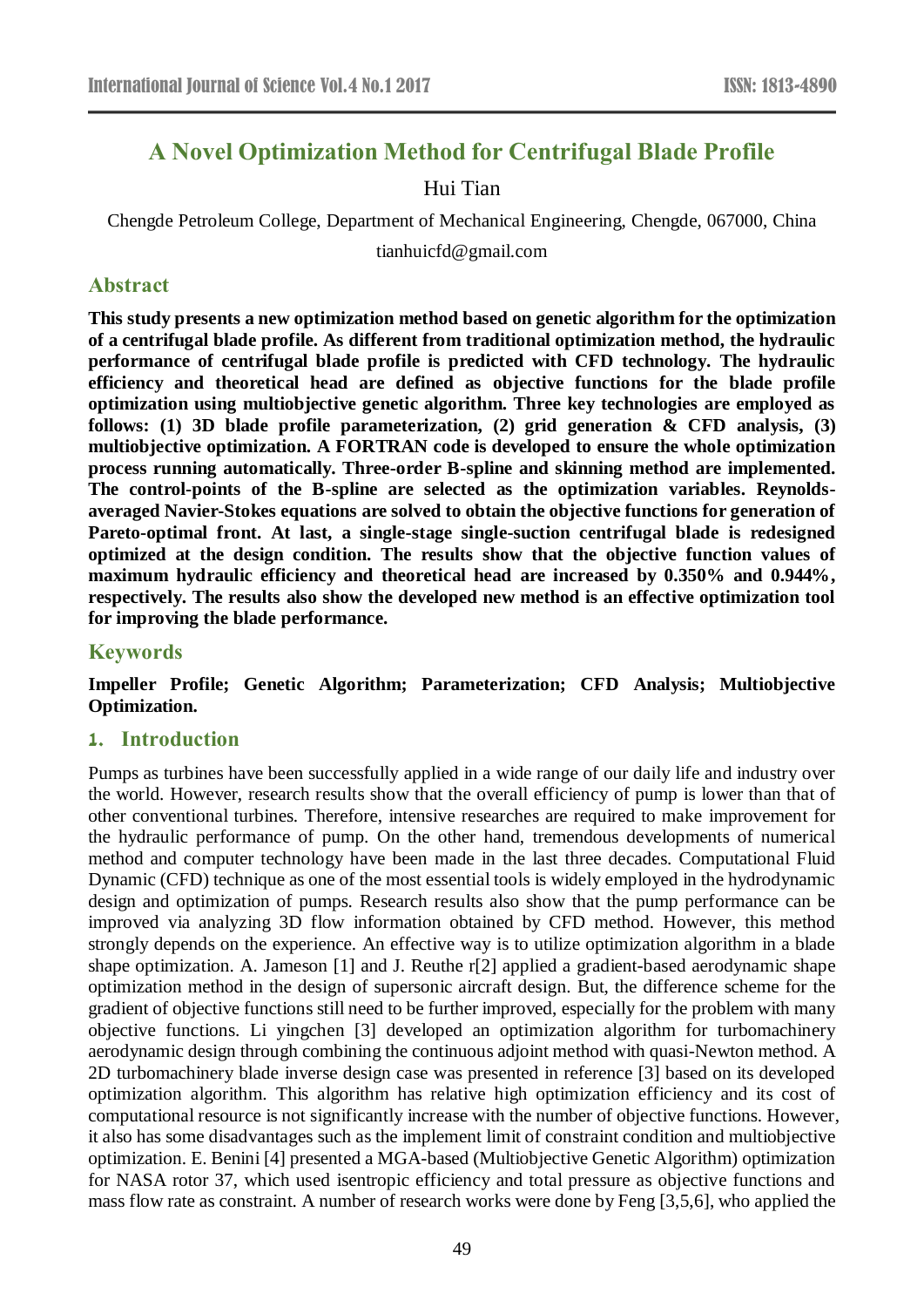# A Novel Optimization Method for Centrifugal Blade Profile

Hui Tian

Chengde Petroleum College, Department of Mechanical Engineering, Chengde, 067000, China

tianhuicfd@gmail.com

## Abstract

**This study presents a new optimization method based on genetic algorithm for the optimization of a centrifugal blade profile. As different from traditional optimization method, the hydraulic performance of centrifugal blade profile is predicted with CFD technology. The hydraulic efficiency and theoretical head are defined as objective functions for the blade profile optimization using multiobjective genetic algorithm. Three key technologies are employed as follows: (1) 3D blade profile parameterization, (2) grid generation & CFD analysis, (3) multiobjective optimization. A FORTRAN code is developed to ensure the whole optimization process running automatically. Three-order B-spline and skinning method are implemented. The control-points of the B-spline are selected as the optimization variables. Reynolds-averaged Navier-Stokes equations are solved to obtain the objective functions for generation of Pareto-optimal front. At last, a single-stage single-suction centrifugal blade is redesigned optimized at the design condition. The results show that the objective function values of maximum hydraulic efficiency and theoretical head are increased by 0.350% and 0.944%, respectively. The results also show the developed new method is an effective optimization tool for improving the blade performance.**

## Keywords

**Impeller Profile; Genetic Algorithm; Parameterization; CFD Analysis; Multiobjective Optimization.**

## 1. Introduction

Pumps as turbines have been successfully applied in a wide range of our daily life and industry over the world. However, research results show that the overall efficiency of pump is lower than that of other conventional turbines. Therefore, intensive researches are required to make improvement for the hydraulic performance of pump. On the other hand, tremendous developments of numerical method and computer technology have been made in the last three decades. Computational Fluid Dynamic (CFD) technique as one of the most essential tools is widely employed in the hydrodynamic design and optimization of pumps. Research results also show that the pump performance can be improved via analyzing 3D flow information obtained by CFD method. However, this method strongly depends on the experience. An effective way is to utilize optimization algorithm in a blade shape optimization. A. Jameson [1] and J. Reuthe r[2] applied a gradient-based aerodynamic shape optimization method in the design of supersonic aircraft design. But, the difference scheme for the gradient of objective functions still need to be further improved, especially for the problem with many objective functions. Li yingchen [3] developed an optimization algorithm for turbomachinery aerodynamic design through combining the continuous adjoint method with quasi-Newton method. A 2D turbomachinery blade inverse design case was presented in reference [3] based on its developed optimization algorithm. This algorithm has relative high optimization efficiency and its cost of computational resource is not significantly increase with the number of objective functions. However, it also has some disadvantages such as the implement limit of constraint condition and multiobjective optimization. E. Benini [4] presented a MGA-based (Multiobjective Genetic Algorithm) optimization for NASA rotor 37, which used isentropic efficiency and total pressure as objective functions and mass flow rate as constraint. A number of research works were done by Feng [3,5,6], who applied the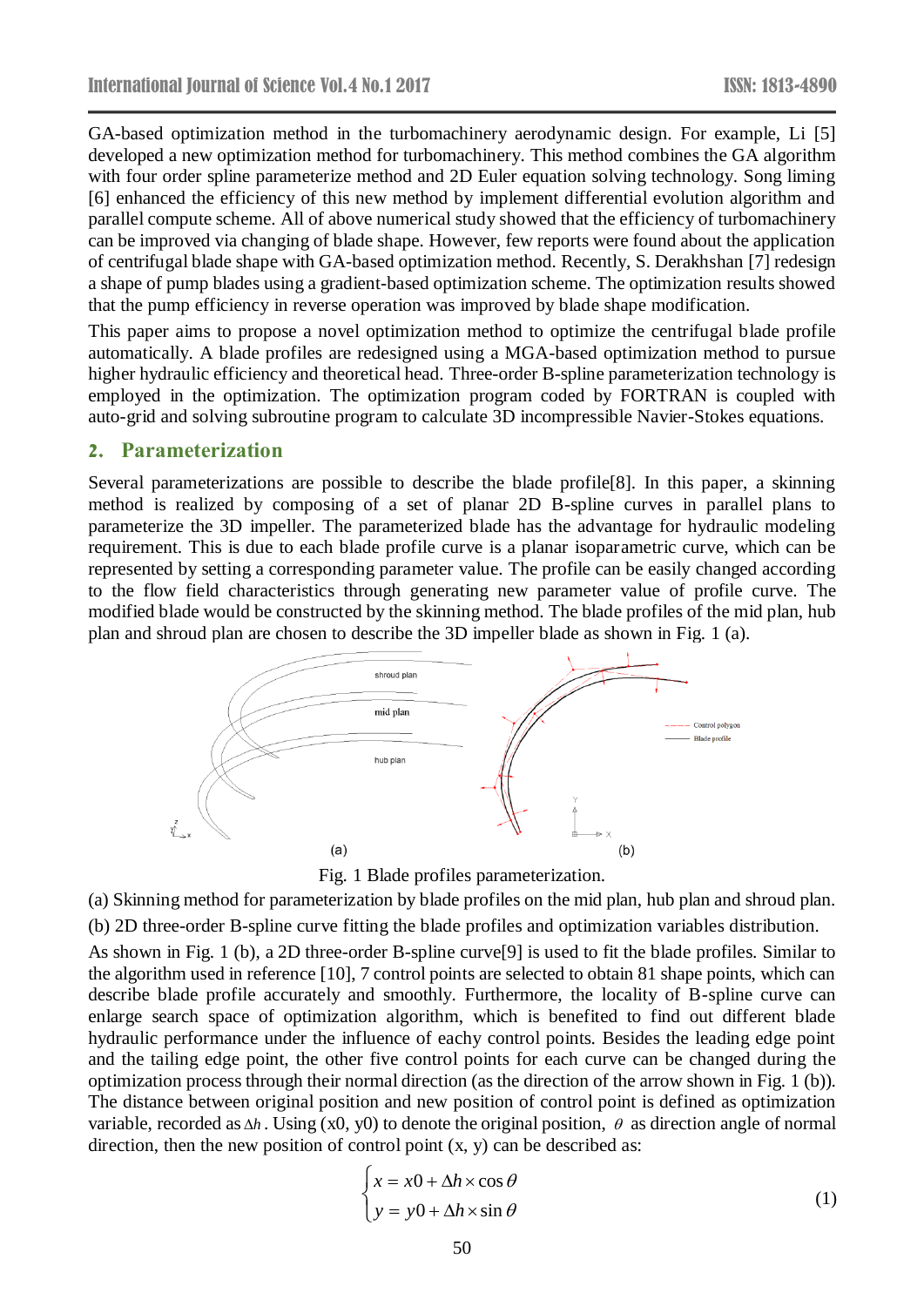GA-based optimization method in the turbomachinery aerodynamic design. For example, Li [5] developed a new optimization method for turbomachinery. This method combines the GA algorithm with four order spline parameterize method and 2D Euler equation solving technology. Song liming [6] enhanced the efficiency of this new method by implement differential evolution algorithm and parallel compute scheme. All of above numerical study showed that the efficiency of turbomachinery can be improved via changing of blade shape. However, few reports were found about the application of centrifugal blade shape with GA-based optimization method. Recently, S. Derakhshan [7] redesign a shape of pump blades using a gradient-based optimization scheme. The optimization results showed that the pump efficiency in reverse operation was improved by blade shape modification.

This paper aims to propose a novel optimization method to optimize the centrifugal blade profile automatically. A blade profiles are redesigned using a MGA-based optimization method to pursue higher hydraulic efficiency and theoretical head. Three-order B-spline parameterization technology is employed in the optimization. The optimization program coded by FORTRAN is coupled with auto-grid and solving subroutine program to calculate 3D incompressible Navier-Stokes equations.

## 2. Parameterization

Several parameterizations are possible to describe the blade profile[8]. In this paper, a skinning method is realized by composing of a set of planar 2D B-spline curves in parallel plans to parameterize the 3D impeller. The parameterized blade has the advantage for hydraulic modeling requirement. This is due to each blade profile curve is a planar isoparametric curve, which can be represented by setting a corresponding parameter value. The profile can be easily changed according to the flow field characteristics through generating new parameter value of profile curve. The modified blade would be constructed by the skinning method. The blade profiles of the mid plan, hub plan and shroud plan are chosen to describe the 3D impeller blade as shown in Fig. 1 (a).

Fig. 1 Blade profiles parameterization.

(a) Skinning method for parameterization by blade profiles on the mid plan, hub plan and shroud plan.

(b) 2D three-order B-spline curve fitting the blade profiles and optimization variables distribution.

As shown in Fig. 1 (b), a 2D three-order B-spline curve[9] is used to fit the blade profiles. Similar to the algorithm used in reference [10], 7 control points are selected to obtain 81 shape points, which can describe blade profile accurately and smoothly. Furthermore, the locality of B-spline curve can enlarge search space of optimization algorithm, which is benefited to find out different blade hydraulic performance under the influence of eachy control points. Besides the leading edge point and the tailing edge point, the other five control points for each curve can be changed during the optimization process through their normal direction (as the direction of the arrow shown in Fig. 1 (b)). The distance between original position and new position of control point is defined as optimization variable, recorded as $\Delta h$. Using (x0, y0) to denote the original position, $\theta$ as direction angle of normal direction, then the new position of control point (x, y) can be described as:

$$\begin{cases} x = x0 + \Delta h \times \cos\theta \\ y = y0 + \Delta h \times \sin\theta \end{cases} \tag{1}$$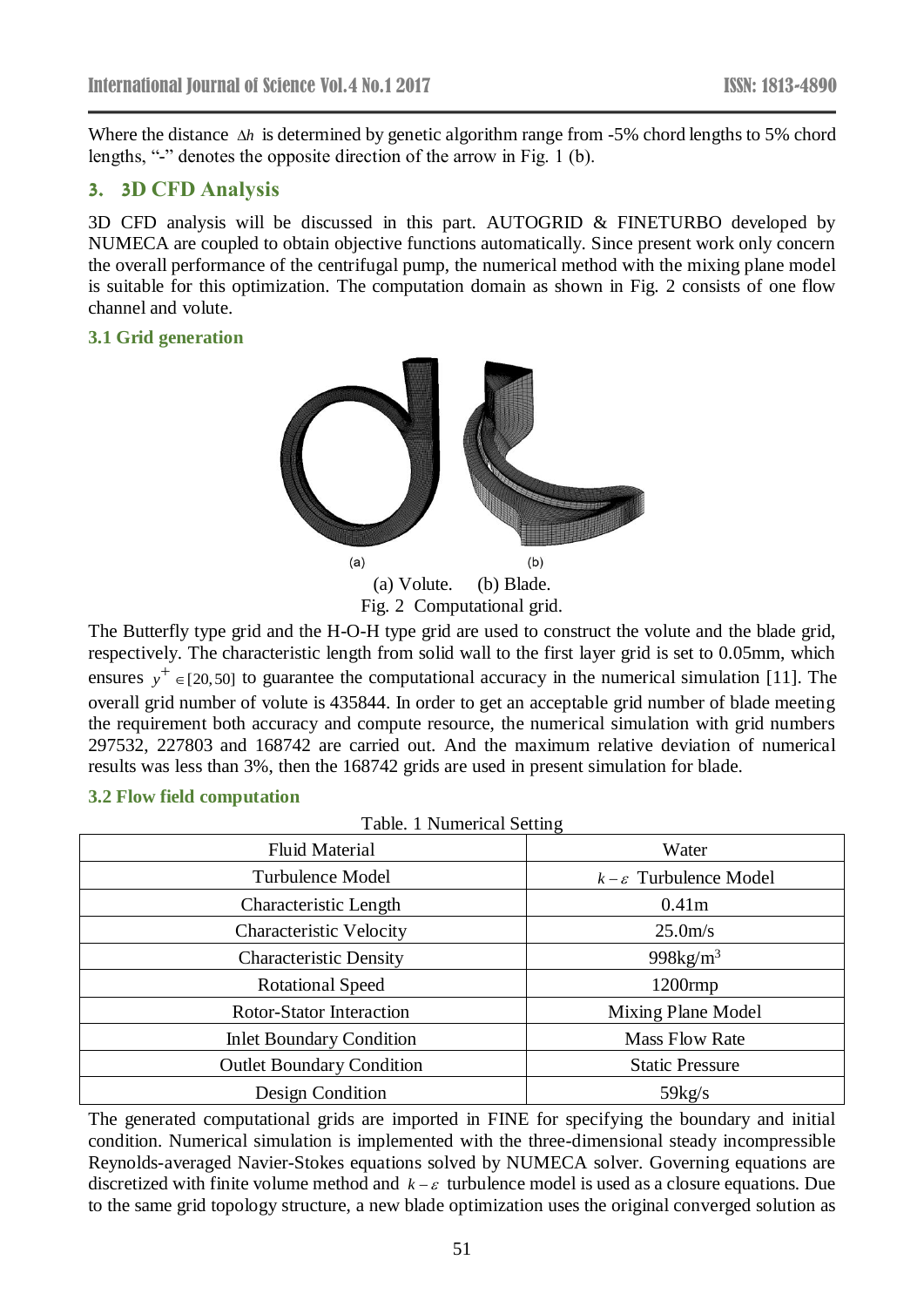Where the distance $\Delta h$ is determined by genetic algorithm range from -5% chord lengths to 5% chord lengths, "-" denotes the opposite direction of the arrow in Fig. 1 (b).

## 3. 3D CFD Analysis

3D CFD analysis will be discussed in this part. AUTOGRID & FINETURBO developed by NUMECA are coupled to obtain objective functions automatically. Since present work only concern the overall performance of the centrifugal pump, the numerical method with the mixing plane model is suitable for this optimization. The computation domain as shown in Fig. 2 consists of one flow channel and volute.

### 3.1 Grid generation

(a) (b)

(a) Volute. (b) Blade.

Fig. 2 Computational grid.

The Butterfly type grid and the H-O-H type grid are used to construct the volute and the blade grid, respectively. The characteristic length from solid wall to the first layer grid is set to 0.05mm, which ensures $y^{+} \in [20, 50]$ to guarantee the computational accuracy in the numerical simulation [11]. The overall grid number of volute is 435844. In order to get an acceptable grid number of blade meeting the requirement both accuracy and compute resource, the numerical simulation with grid numbers 297532, 227803 and 168742 are carried out. And the maximum relative deviation of numerical results was less than 3%, then the 168742 grids are used in present simulation for blade.

### 3.2 Flow field computation

Table. 1 Numerical Setting

| Fluid Material | Water |
|---|---|
| Turbulence Model | $k-\varepsilon$ Turbulence Model |
| Characteristic Length | 0.41m |
| Characteristic Velocity | 25.0m/s |
| Characteristic Density | 998kg/m$^3$ |
| Rotational Speed | 1200rmp |
| Rotor-Stator Interaction | Mixing Plane Model |
| Inlet Boundary Condition | Mass Flow Rate |
| Outlet Boundary Condition | Static Pressure |
| Design Condition | 59kg/s |

The generated computational grids are imported in FINE for specifying the boundary and initial condition. Numerical simulation is implemented with the three-dimensional steady incompressible Reynolds-averaged Navier-Stokes equations solved by NUMECA solver. Governing equations are discretized with finite volume method and $k-\varepsilon$ turbulence model is used as a closure equations. Due to the same grid topology structure, a new blade optimization uses the original converged solution as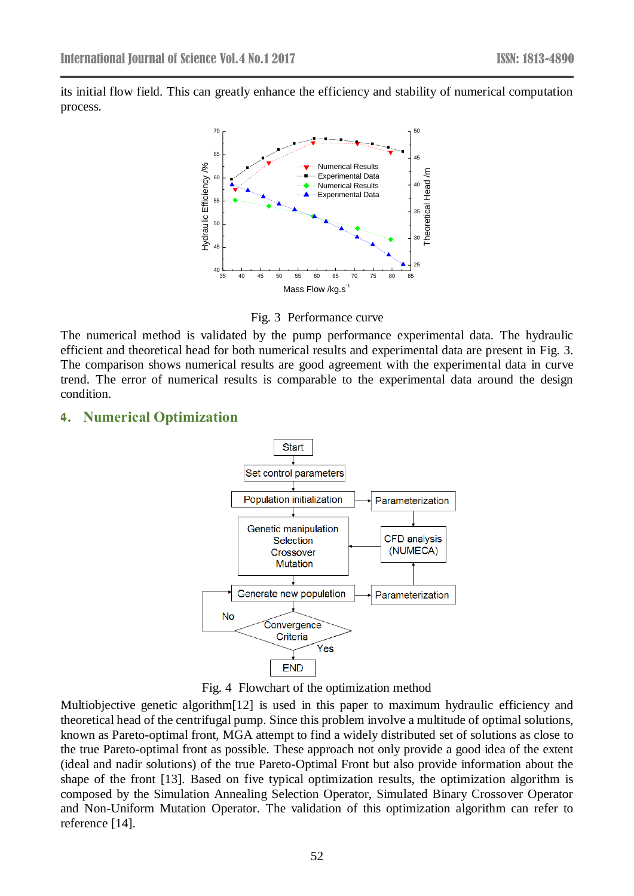its initial flow field. This can greatly enhance the efficiency and stability of numerical computation process.

Fig. 3 Performance curve

The numerical method is validated by the pump performance experimental data. The hydraulic efficient and theoretical head for both numerical results and experimental data are present in Fig. 3. The comparison shows numerical results are good agreement with the experimental data in curve trend. The error of numerical results is comparable to the experimental data around the design condition.

## 4. Numerical Optimization

Fig. 4 Flowchart of the optimization method

Multiobjective genetic algorithm[12] is used in this paper to maximum hydraulic efficiency and theoretical head of the centrifugal pump. Since this problem involve a multitude of optimal solutions, known as Pareto-optimal front, MGA attempt to find a widely distributed set of solutions as close to the true Pareto-optimal front as possible. These approach not only provide a good idea of the extent (ideal and nadir solutions) of the true Pareto-Optimal Front but also provide information about the shape of the front [13]. Based on five typical optimization results, the optimization algorithm is composed by the Simulation Annealing Selection Operator, Simulated Binary Crossover Operator and Non-Uniform Mutation Operator. The validation of this optimization algorithm can refer to reference [14].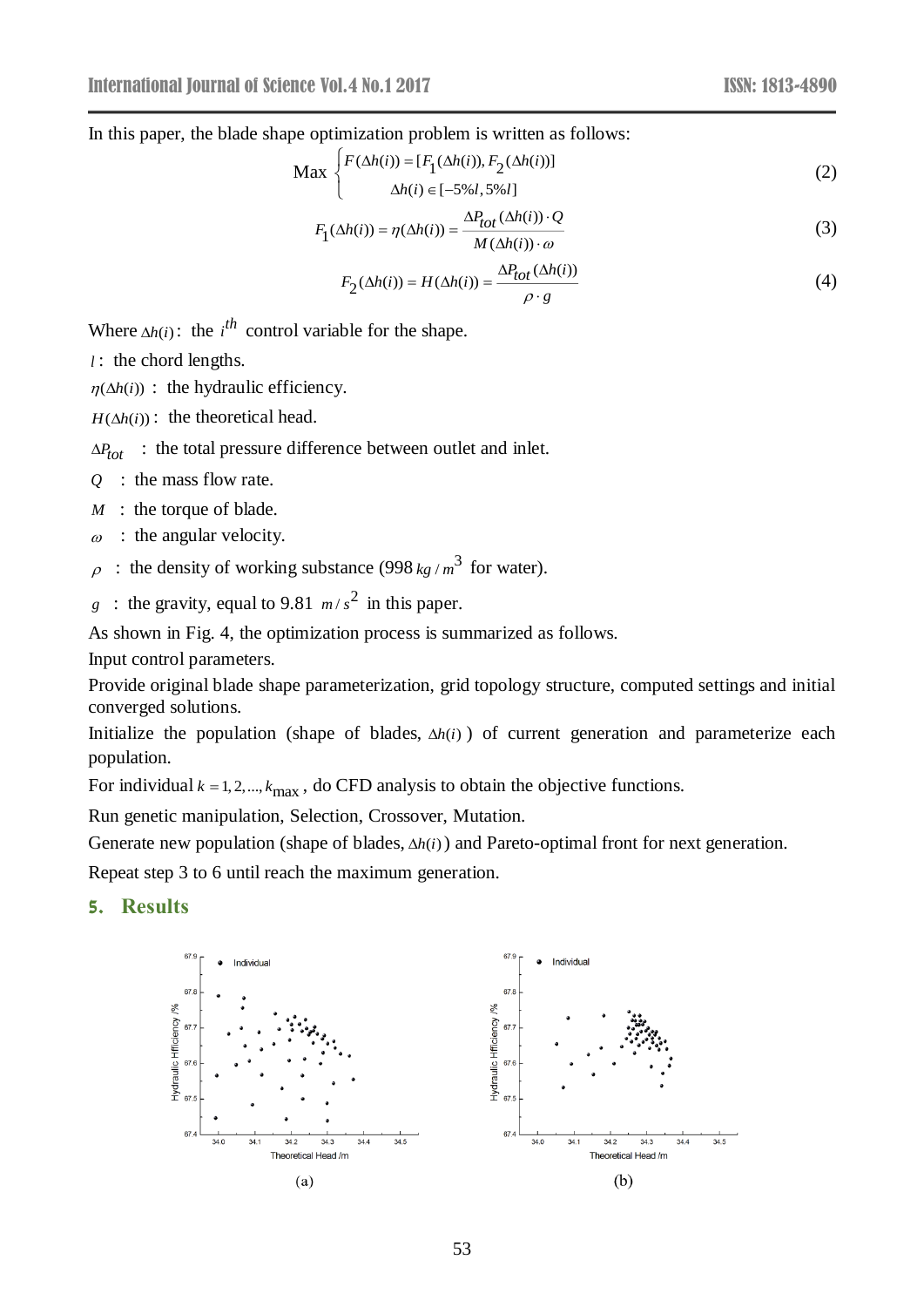In this paper, the blade shape optimization problem is written as follows:

$$\text{Max} \begin{cases} F(\Delta h(i)) = [F_1(\Delta h(i)), F_2(\Delta h(i))] \\ \Delta h(i) \in [-5\%l, 5\%l] \end{cases} \tag{2}$$

$$F_1(\Delta h(i)) = \eta(\Delta h(i)) = \frac{\Delta P_{tot}(\Delta h(i)) \cdot Q}{M(\Delta h(i)) \cdot \omega} \tag{3}$$

$$F_2(\Delta h(i)) = H(\Delta h(i)) = \frac{\Delta P_{tot}(\Delta h(i))}{\rho \cdot g} \tag{4}$$

Where $\Delta h(i)$: the $i^{th}$ control variable for the shape.

$l$: the chord lengths.

$\eta(\Delta h(i))$: the hydraulic efficiency.

$H(\Delta h(i))$: the theoretical head.

$\Delta P_{tot}$: the total pressure difference between outlet and inlet.

$Q$: the mass flow rate.

$M$: the torque of blade.

$\omega$: the angular velocity.

$\rho$: the density of working substance (998 $kg/m^3$ for water).

$g$: the gravity, equal to 9.81 $m/s^2$ in this paper.

As shown in Fig. 4, the optimization process is summarized as follows.

Input control parameters.

Provide original blade shape parameterization, grid topology structure, computed settings and initial converged solutions.

Initialize the population (shape of blades, $\Delta h(i)$) of current generation and parameterize each population.

For individual $k = 1, 2, ..., k_{max}$, do CFD analysis to obtain the objective functions.

Run genetic manipulation, Selection, Crossover, Mutation.

Generate new population (shape of blades, $\Delta h(i)$) and Pareto-optimal front for next generation.

Repeat step 3 to 6 until reach the maximum generation.

## 5. Results

(a)

(b)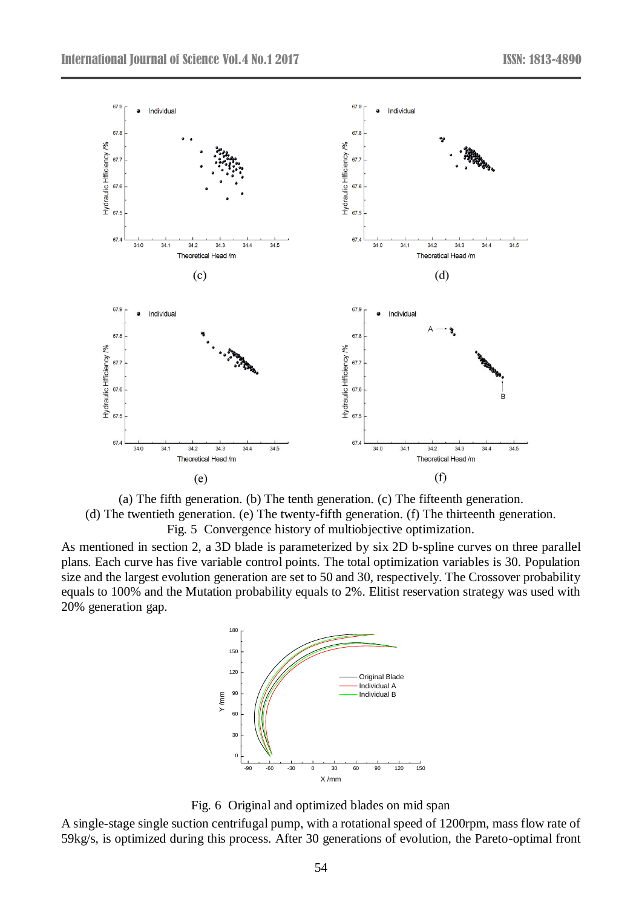(a) The fifth generation. (b) The tenth generation. (c) The fifteenth generation.
(d) The twentieth generation. (e) The twenty-fifth generation. (f) The thirteenth generation.

Fig. 5 Convergence history of multiobjective optimization.

As mentioned in section 2, a 3D blade is parameterized by six 2D b-spline curves on three parallel plans. Each curve has five variable control points. The total optimization variables is 30. Population size and the largest evolution generation are set to 50 and 30, respectively. The Crossover probability equals to 100% and the Mutation probability equals to 2%. Elitist reservation strategy was used with 20% generation gap.

Fig. 6 Original and optimized blades on mid span

A single-stage single suction centrifugal pump, with a rotational speed of 1200rpm, mass flow rate of 59kg/s, is optimized during this process. After 30 generations of evolution, the Pareto-optimal front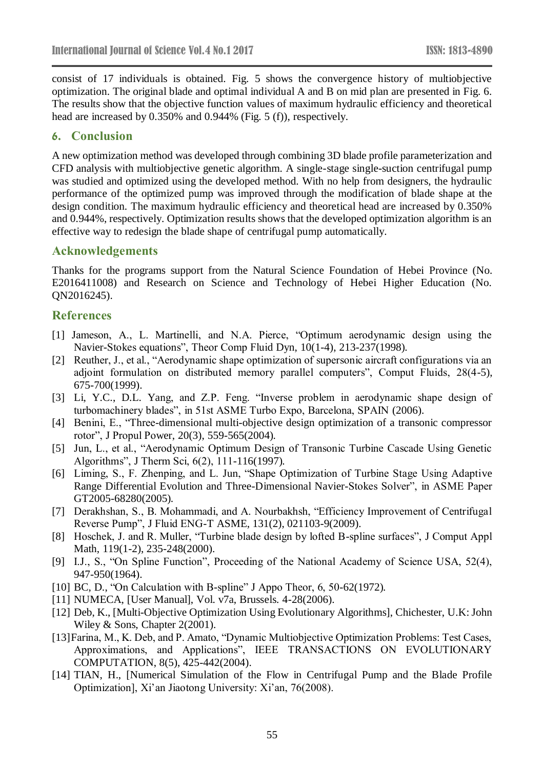consist of 17 individuals is obtained. Fig. 5 shows the convergence history of multiobjective optimization. The original blade and optimal individual A and B on mid plan are presented in Fig. 6. The results show that the objective function values of maximum hydraulic efficiency and theoretical head are increased by 0.350% and 0.944% (Fig. 5 (f)), respectively.

## 6. Conclusion

A new optimization method was developed through combining 3D blade profile parameterization and CFD analysis with multiobjective genetic algorithm. A single-stage single-suction centrifugal pump was studied and optimized using the developed method. With no help from designers, the hydraulic performance of the optimized pump was improved through the modification of blade shape at the design condition. The maximum hydraulic efficiency and theoretical head are increased by 0.350% and 0.944%, respectively. Optimization results shows that the developed optimization algorithm is an effective way to redesign the blade shape of centrifugal pump automatically.

## Acknowledgements

Thanks for the programs support from the Natural Science Foundation of Hebei Province (No. E2016411008) and Research on Science and Technology of Hebei Higher Education (No. QN2016245).

## References

[1] Jameson, A., L. Martinelli, and N.A. Pierce, "Optimum aerodynamic design using the Navier-Stokes equations", Theor Comp Fluid Dyn, 10(1-4), 213-237(1998).

[2] Reuther, J., et al., "Aerodynamic shape optimization of supersonic aircraft configurations via an adjoint formulation on distributed memory parallel computers", Comput Fluids, 28(4-5), 675-700(1999).

[3] Li, Y.C., D.L. Yang, and Z.P. Feng. "Inverse problem in aerodynamic shape design of turbomachinery blades", in 51st ASME Turbo Expo, Barcelona, SPAIN (2006).

[4] Benini, E., "Three-dimensional multi-objective design optimization of a transonic compressor rotor", J Propul Power, 20(3), 559-565(2004).

[5] Jun, L., et al., "Aerodynamic Optimum Design of Transonic Turbine Cascade Using Genetic Algorithms", J Therm Sci, 6(2), 111-116(1997).

[6] Liming, S., F. Zhenping, and L. Jun, "Shape Optimization of Turbine Stage Using Adaptive Range Differential Evolution and Three-Dimensional Navier-Stokes Solver", in ASME Paper GT2005-68280(2005).

[7] Derakhshan, S., B. Mohammadi, and A. Nourbakhsh, "Efficiency Improvement of Centrifugal Reverse Pump", J Fluid ENG-T ASME, 131(2), 021103-9(2009).

[8] Hoschek, J. and R. Muller, "Turbine blade design by lofted B-spline surfaces", J Comput Appl Math, 119(1-2), 235-248(2000).

[9] I.J., S., "On Spline Function", Proceeding of the National Academy of Science USA, 52(4), 947-950(1964).

[10] BC, D., "On Calculation with B-spline" J Appo Theor, 6, 50-62(1972).

[11] NUMECA, [User Manual], Vol. v7a, Brussels. 4-28(2006).

[12] Deb, K., [Multi-Objective Optimization Using Evolutionary Algorithms], Chichester, U.K: John Wiley & Sons, Chapter 2(2001).

[13] Farina, M., K. Deb, and P. Amato, "Dynamic Multiobjective Optimization Problems: Test Cases, Approximations, and Applications", IEEE TRANSACTIONS ON EVOLUTIONARY COMPUTATION, 8(5), 425-442(2004).

[14] TIAN, H., [Numerical Simulation of the Flow in Centrifugal Pump and the Blade Profile Optimization], Xi'an Jiaotong University: Xi'an, 76(2008).